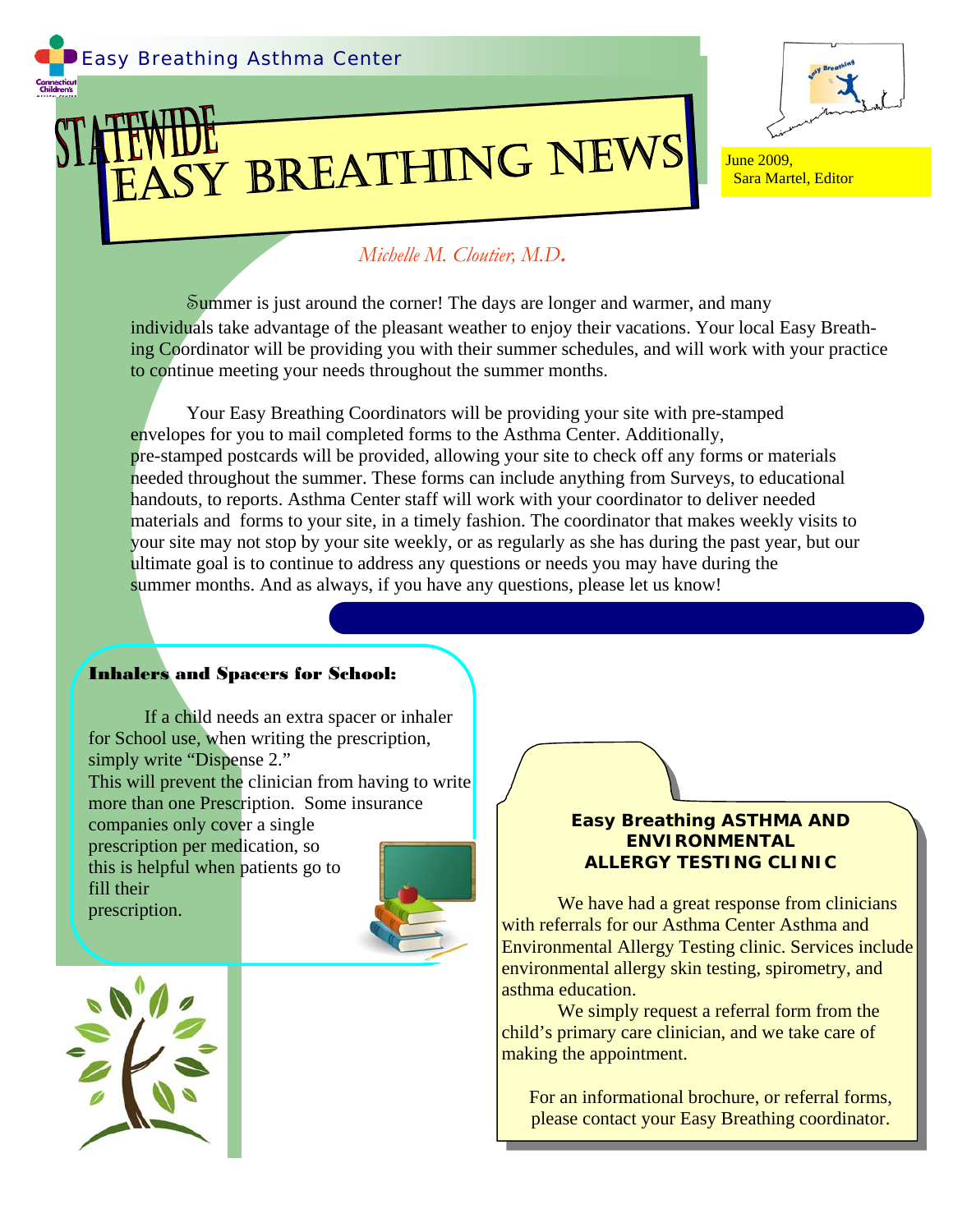Easy Breathing Asthma Center

# STATEWIDE EASY BREATHING NEWS

June 2009,
Sara Martel, Editor

*Michelle M. Cloutier, M.D.*

Summer is just around the corner! The days are longer and warmer, and many individuals take advantage of the pleasant weather to enjoy their vacations. Your local Easy Breathing Coordinator will be providing you with their summer schedules, and will work with your practice to continue meeting your needs throughout the summer months.

Your Easy Breathing Coordinators will be providing your site with pre-stamped envelopes for you to mail completed forms to the Asthma Center. Additionally, pre-stamped postcards will be provided, allowing your site to check off any forms or materials needed throughout the summer. These forms can include anything from Surveys, to educational handouts, to reports. Asthma Center staff will work with your coordinator to deliver needed materials and forms to your site, in a timely fashion. The coordinator that makes weekly visits to your site may not stop by your site weekly, or as regularly as she has during the past year, but our ultimate goal is to continue to address any questions or needs you may have during the summer months. And as always, if you have any questions, please let us know!

## Inhalers and Spacers for School:

If a child needs an extra spacer or inhaler for School use, when writing the prescription, simply write "Dispense 2."
This will prevent the clinician from having to write more than one Prescription. Some insurance companies only cover a single prescription per medication, so this is helpful when patients go to fill their prescription.

## Easy Breathing ASTHMA AND ENVIRONMENTAL ALLERGY TESTING CLINIC

We have had a great response from clinicians with referrals for our Asthma Center Asthma and Environmental Allergy Testing clinic. Services include environmental allergy skin testing, spirometry, and asthma education.

We simply request a referral form from the child's primary care clinician, and we take care of making the appointment.

For an informational brochure, or referral forms, please contact your Easy Breathing coordinator.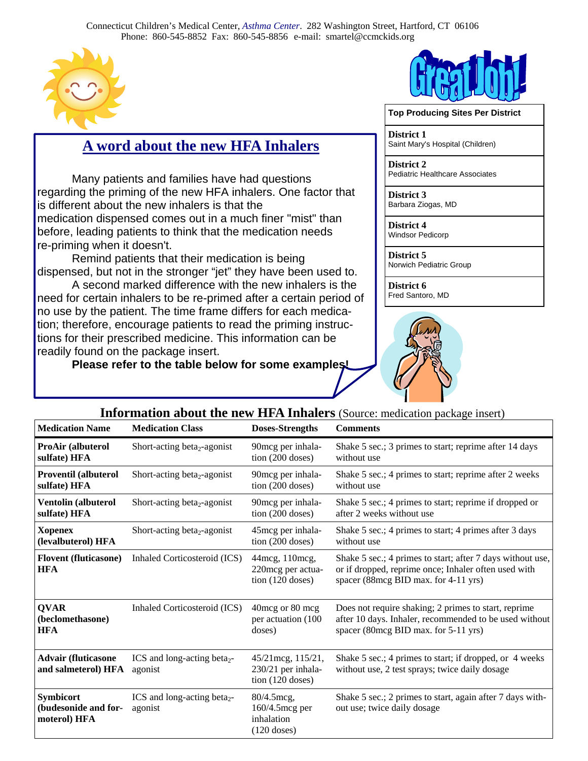Connecticut Children's Medical Center, *Asthma Center*. 282 Washington Street, Hartford, CT 06106
Phone: 860-545-8852 Fax: 860-545-8856 e-mail: smartel@ccmckids.org

## A word about the new HFA Inhalers

Many patients and families have had questions regarding the priming of the new HFA inhalers. One factor that is different about the new inhalers is that the medication dispensed comes out in a much finer "mist" than before, leading patients to think that the medication needs re-priming when it doesn't.

Remind patients that their medication is being dispensed, but not in the stronger "jet" they have been used to.

A second marked difference with the new inhalers is the need for certain inhalers to be re-primed after a certain period of no use by the patient. The time frame differs for each medication; therefore, encourage patients to read the priming instructions for their prescribed medicine. This information can be readily found on the package insert.

**Please refer to the table below for some examples!**

## Great Job!

| Top Producing Sites Per District |
|---|
| **District 1** Saint Mary's Hospital (Children) |
| **District 2** Pediatric Healthcare Associates |
| **District 3** Barbara Ziogas, MD |
| **District 4** Windsor Pedicorp |
| **District 5** Norwich Pediatric Group |
| **District 6** Fred Santoro, MD |

### Information about the new HFA Inhalers (Source: medication package insert)

| Medication Name | Medication Class | Doses-Strengths | Comments |
|---|---|---|---|
| **ProAir (albuterol sulfate) HFA** | Short-acting beta$_2$-agonist | 90mcg per inhalation (200 doses) | Shake 5 sec.; 3 primes to start; reprime after 14 days without use |
| **Proventil (albuterol sulfate) HFA** | Short-acting beta$_2$-agonist | 90mcg per inhalation (200 doses) | Shake 5 sec.; 4 primes to start; reprime after 2 weeks without use |
| **Ventolin (albuterol sulfate) HFA** | Short-acting beta$_2$-agonist | 90mcg per inhalation (200 doses) | Shake 5 sec.; 4 primes to start; reprime if dropped or after 2 weeks without use |
| **Xopenex (levalbuterol) HFA** | Short-acting beta$_2$-agonist | 45mcg per inhalation (200 doses) | Shake 5 sec.; 4 primes to start; 4 primes after 3 days without use |
| **Flovent (fluticasone) HFA** | Inhaled Corticosteroid (ICS) | 44mcg, 110mcg, 220mcg per actuation (120 doses) | Shake 5 sec.; 4 primes to start; after 7 days without use, or if dropped, reprime once; Inhaler often used with spacer (88mcg BID max. for 4-11 yrs) |
| **QVAR (beclomethasone) HFA** | Inhaled Corticosteroid (ICS) | 40mcg or 80 mcg per actuation (100 doses) | Does not require shaking; 2 primes to start, reprime after 10 days. Inhaler, recommended to be used without spacer (80mcg BID max. for 5-11 yrs) |
| **Advair (fluticasone and salmeterol) HFA** | ICS and long-acting beta$_2$-agonist | 45/21mcg, 115/21, 230/21 per inhalation (120 doses) | Shake 5 sec.; 4 primes to start; if dropped, or 4 weeks without use, 2 test sprays; twice daily dosage |
| **Symbicort (budesonide and formoterol) HFA** | ICS and long-acting beta$_2$-agonist | 80/4.5mcg, 160/4.5mcg per inhalation (120 doses) | Shake 5 sec.; 2 primes to start, again after 7 days without use; twice daily dosage |